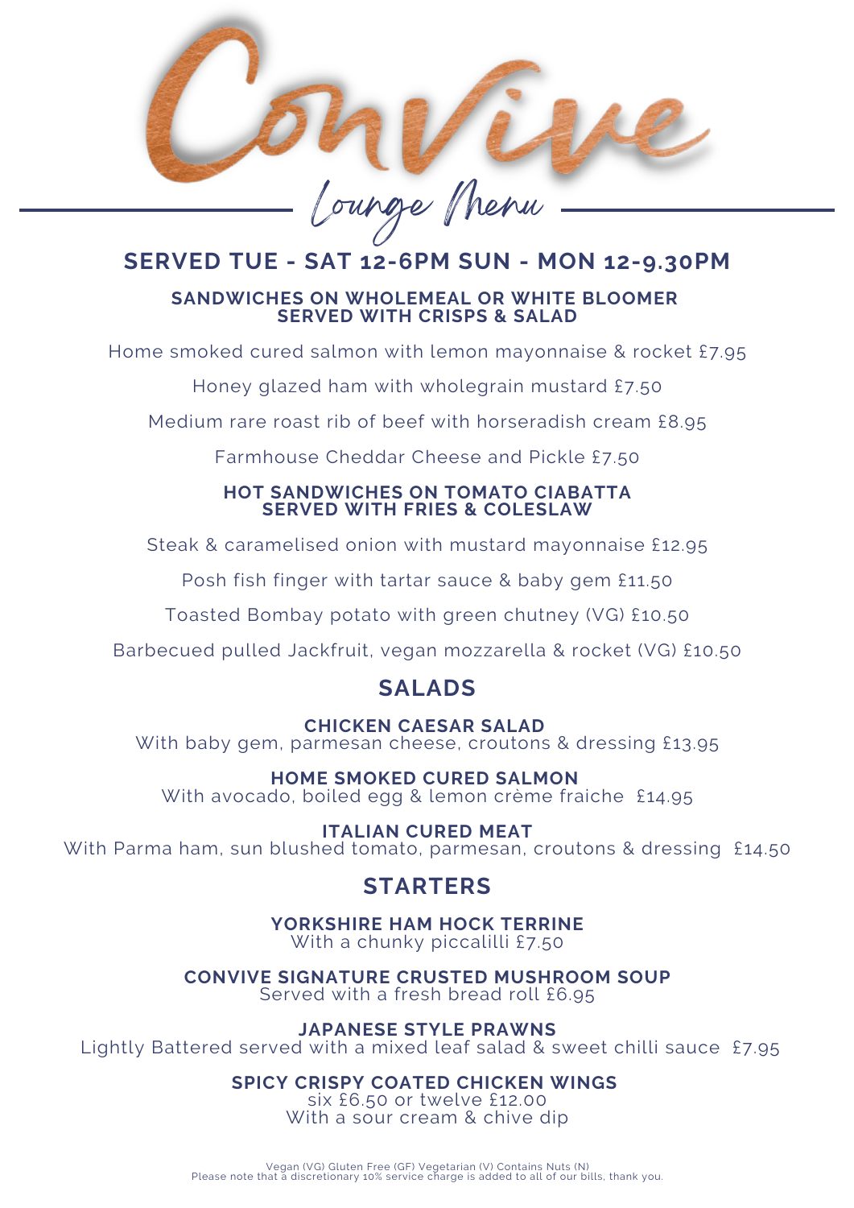# Convive

## Lounge Menu

### SERVED TUE - SAT 12-6PM SUN - MON 12-9.30PM

**SANDWICHES ON WHOLEMEAL OR WHITE BLOOMER**
**SERVED WITH CRISPS & SALAD**

Home smoked cured salmon with lemon mayonnaise & rocket £7.95

Honey glazed ham with wholegrain mustard £7.50

Medium rare roast rib of beef with horseradish cream £8.95

Farmhouse Cheddar Cheese and Pickle £7.50

**HOT SANDWICHES ON TOMATO CIABATTA**
**SERVED WITH FRIES & COLESLAW**

Steak & caramelised onion with mustard mayonnaise £12.95

Posh fish finger with tartar sauce & baby gem £11.50

Toasted Bombay potato with green chutney (VG) £10.50

Barbecued pulled Jackfruit, vegan mozzarella & rocket (VG) £10.50

## SALADS

**CHICKEN CAESAR SALAD**
With baby gem, parmesan cheese, croutons & dressing £13.95

**HOME SMOKED CURED SALMON**
With avocado, boiled egg & lemon crème fraiche £14.95

**ITALIAN CURED MEAT**
With Parma ham, sun blushed tomato, parmesan, croutons & dressing £14.50

## STARTERS

**YORKSHIRE HAM HOCK TERRINE**
With a chunky piccalilli £7.50

**CONVIVE SIGNATURE CRUSTED MUSHROOM SOUP**
Served with a fresh bread roll £6.95

**JAPANESE STYLE PRAWNS**
Lightly Battered served with a mixed leaf salad & sweet chilli sauce £7.95

**SPICY CRISPY COATED CHICKEN WINGS**
six £6.50 or twelve £12.00
With a sour cream & chive dip

Vegan (VG) Gluten Free (GF) Vegetarian (V) Contains Nuts (N)
Please note that a discretionary 10% service charge is added to all of our bills, thank you.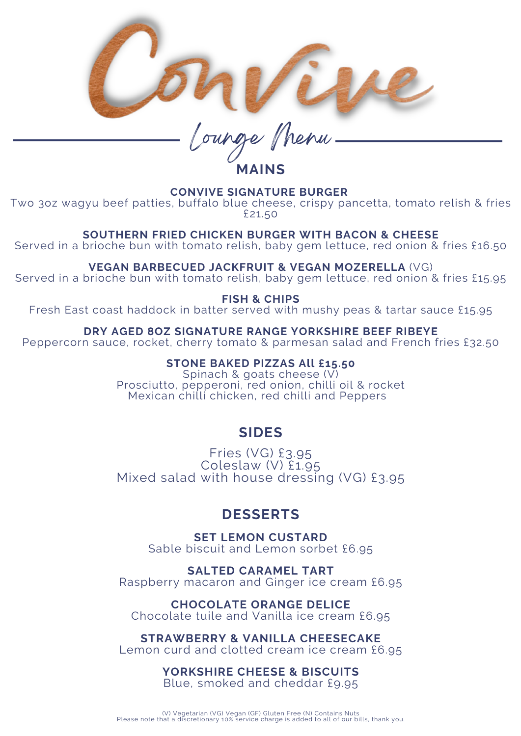# Convive

## Lounge Menu

## MAINS

**CONVIVE SIGNATURE BURGER**
Two 3oz wagyu beef patties, buffalo blue cheese, crispy pancetta, tomato relish & fries £21.50

**SOUTHERN FRIED CHICKEN BURGER WITH BACON & CHEESE**
Served in a brioche bun with tomato relish, baby gem lettuce, red onion & fries £16.50

**VEGAN BARBECUED JACKFRUIT & VEGAN MOZERELLA** (VG)
Served in a brioche bun with tomato relish, baby gem lettuce, red onion & fries £15.95

**FISH & CHIPS**
Fresh East coast haddock in batter served with mushy peas & tartar sauce £15.95

**DRY AGED 8OZ SIGNATURE RANGE YORKSHIRE BEEF RIBEYE**
Peppercorn sauce, rocket, cherry tomato & parmesan salad and French fries £32.50

**STONE BAKED PIZZAS All £15.50**
Spinach & goats cheese (V)
Prosciutto, pepperoni, red onion, chilli oil & rocket
Mexican chilli chicken, red chilli and Peppers

## SIDES

Fries (VG) £3.95
Coleslaw (V) £1.95
Mixed salad with house dressing (VG) £3.95

## DESSERTS

**SET LEMON CUSTARD**
Sable biscuit and Lemon sorbet £6.95

**SALTED CARAMEL TART**
Raspberry macaron and Ginger ice cream £6.95

**CHOCOLATE ORANGE DELICE**
Chocolate tuile and Vanilla ice cream £6.95

**STRAWBERRY & VANILLA CHEESECAKE**
Lemon curd and clotted cream ice cream £6.95

**YORKSHIRE CHEESE & BISCUITS**
Blue, smoked and cheddar £9.95

(V) Vegetarian (VG) Vegan (GF) Gluten Free (N) Contains Nuts
Please note that a discretionary 10% service charge is added to all of our bills, thank you.